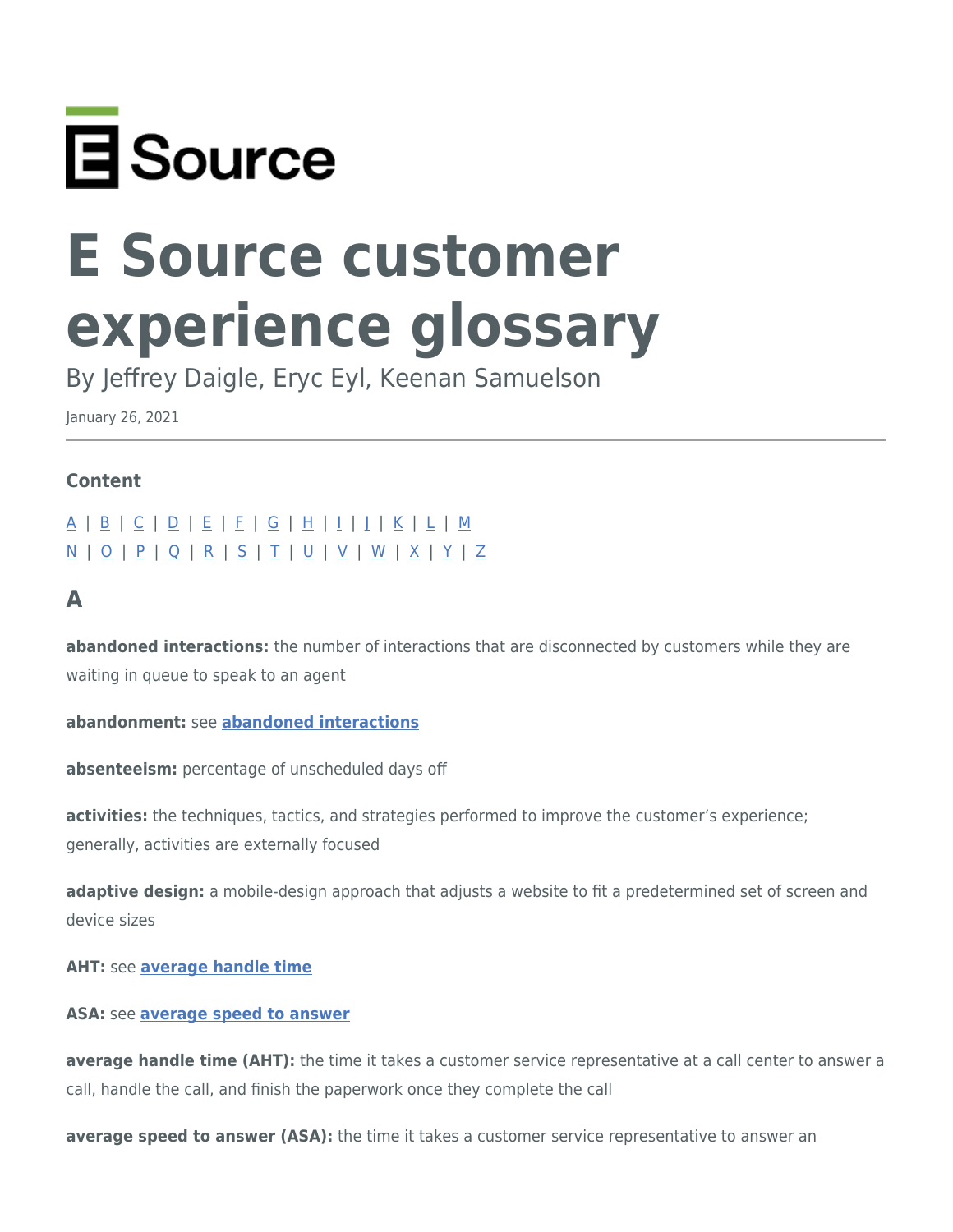E Source

# E Source customer experience glossary

By Jeffrey Daigle, Eryc Eyl, Keenan Samuelson

January 26, 2021

---

### Content

A | B | C | D | E | F | G | H | I | J | K | L | M
N | O | P | Q | R | S | T | U | V | W | X | Y | Z

## A

**abandoned interactions:** the number of interactions that are disconnected by customers while they are waiting in queue to speak to an agent

**abandonment:** see **abandoned interactions**

**absenteeism:** percentage of unscheduled days off

**activities:** the techniques, tactics, and strategies performed to improve the customer's experience; generally, activities are externally focused

**adaptive design:** a mobile-design approach that adjusts a website to fit a predetermined set of screen and device sizes

**AHT:** see **average handle time**

**ASA:** see **average speed to answer**

**average handle time (AHT):** the time it takes a customer service representative at a call center to answer a call, handle the call, and finish the paperwork once they complete the call

**average speed to answer (ASA):** the time it takes a customer service representative to answer an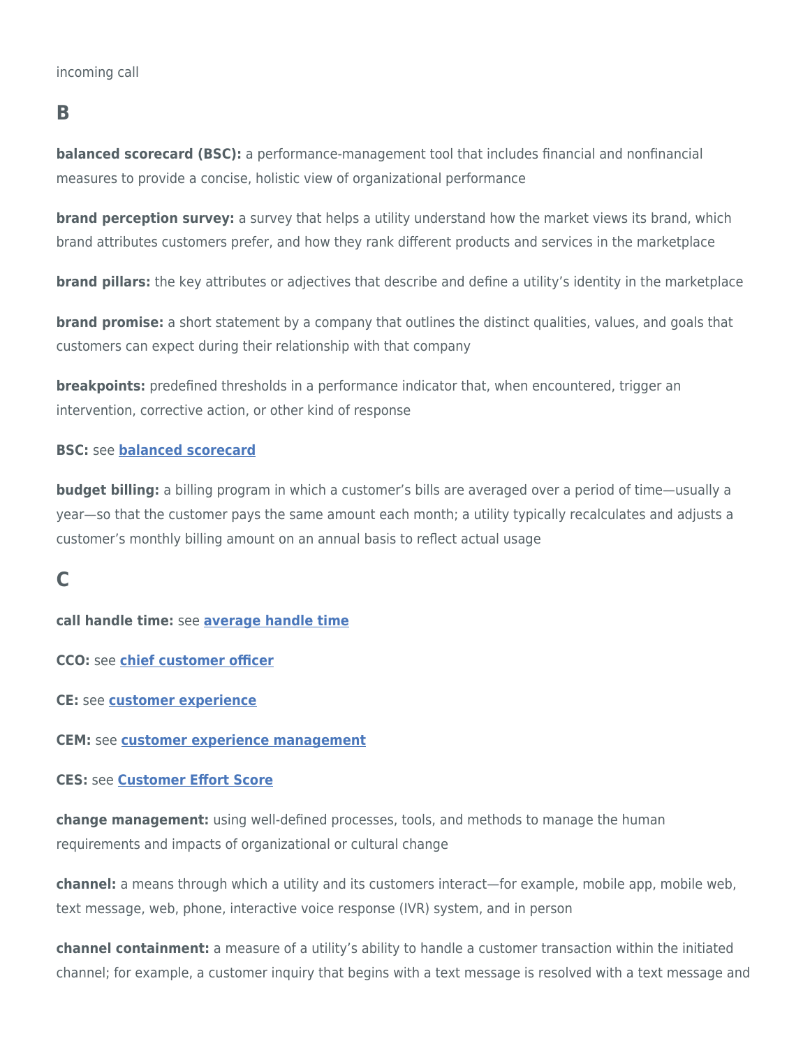incoming call

## B

**balanced scorecard (BSC):** a performance-management tool that includes financial and nonfinancial measures to provide a concise, holistic view of organizational performance

**brand perception survey:** a survey that helps a utility understand how the market views its brand, which brand attributes customers prefer, and how they rank different products and services in the marketplace

**brand pillars:** the key attributes or adjectives that describe and define a utility's identity in the marketplace

**brand promise:** a short statement by a company that outlines the distinct qualities, values, and goals that customers can expect during their relationship with that company

**breakpoints:** predefined thresholds in a performance indicator that, when encountered, trigger an intervention, corrective action, or other kind of response

**BSC:** see **balanced scorecard**

**budget billing:** a billing program in which a customer's bills are averaged over a period of time—usually a year—so that the customer pays the same amount each month; a utility typically recalculates and adjusts a customer's monthly billing amount on an annual basis to reflect actual usage

## C

**call handle time:** see **average handle time**

**CCO:** see **chief customer officer**

**CE:** see **customer experience**

**CEM:** see **customer experience management**

**CES:** see **Customer Effort Score**

**change management:** using well-defined processes, tools, and methods to manage the human requirements and impacts of organizational or cultural change

**channel:** a means through which a utility and its customers interact—for example, mobile app, mobile web, text message, web, phone, interactive voice response (IVR) system, and in person

**channel containment:** a measure of a utility's ability to handle a customer transaction within the initiated channel; for example, a customer inquiry that begins with a text message is resolved with a text message and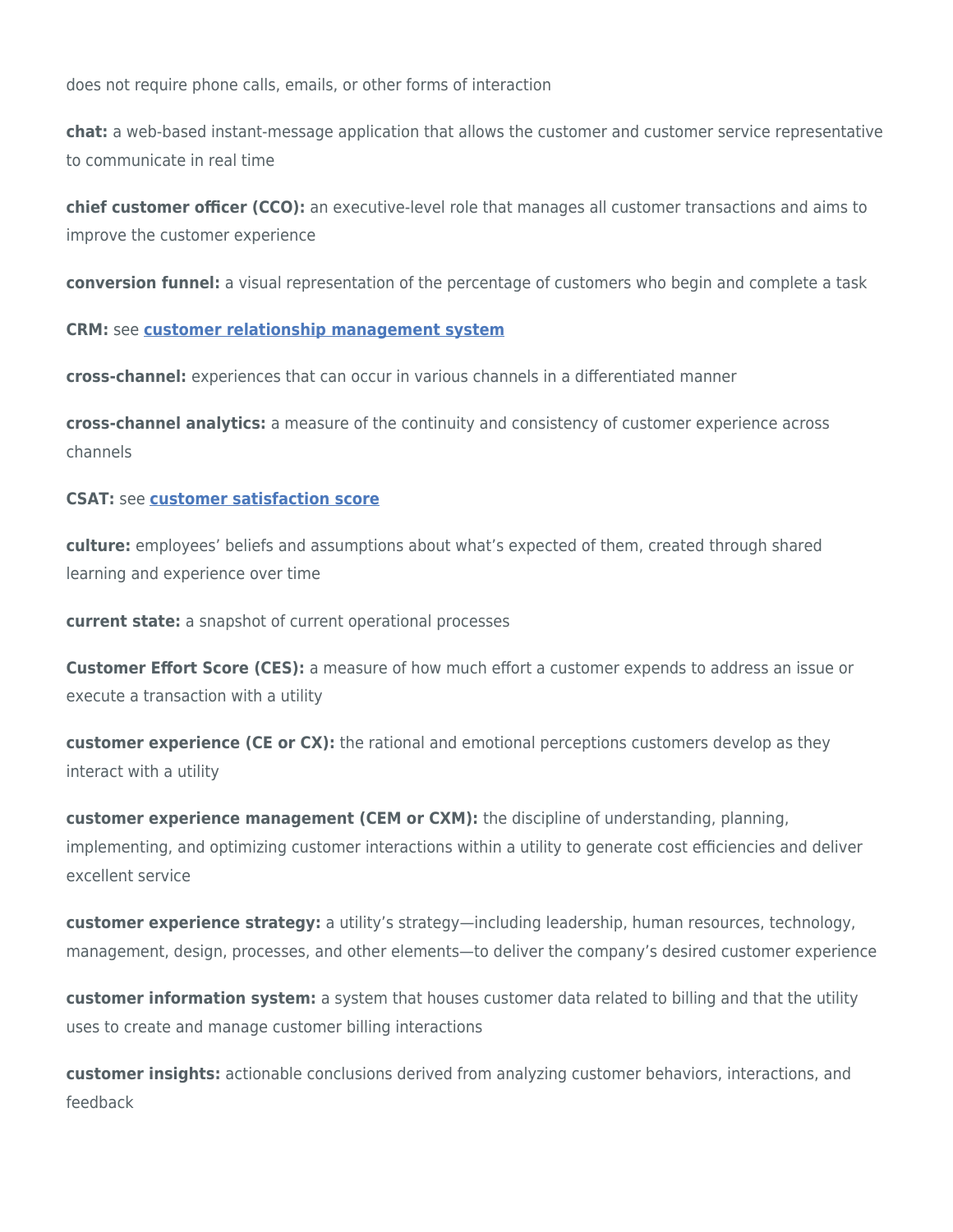does not require phone calls, emails, or other forms of interaction

**chat:** a web-based instant-message application that allows the customer and customer service representative to communicate in real time

**chief customer officer (CCO):** an executive-level role that manages all customer transactions and aims to improve the customer experience

**conversion funnel:** a visual representation of the percentage of customers who begin and complete a task

**CRM:** see **customer relationship management system**

**cross-channel:** experiences that can occur in various channels in a differentiated manner

**cross-channel analytics:** a measure of the continuity and consistency of customer experience across channels

**CSAT:** see **customer satisfaction score**

**culture:** employees' beliefs and assumptions about what's expected of them, created through shared learning and experience over time

**current state:** a snapshot of current operational processes

**Customer Effort Score (CES):** a measure of how much effort a customer expends to address an issue or execute a transaction with a utility

**customer experience (CE or CX):** the rational and emotional perceptions customers develop as they interact with a utility

**customer experience management (CEM or CXM):** the discipline of understanding, planning, implementing, and optimizing customer interactions within a utility to generate cost efficiencies and deliver excellent service

**customer experience strategy:** a utility's strategy—including leadership, human resources, technology, management, design, processes, and other elements—to deliver the company's desired customer experience

**customer information system:** a system that houses customer data related to billing and that the utility uses to create and manage customer billing interactions

**customer insights:** actionable conclusions derived from analyzing customer behaviors, interactions, and feedback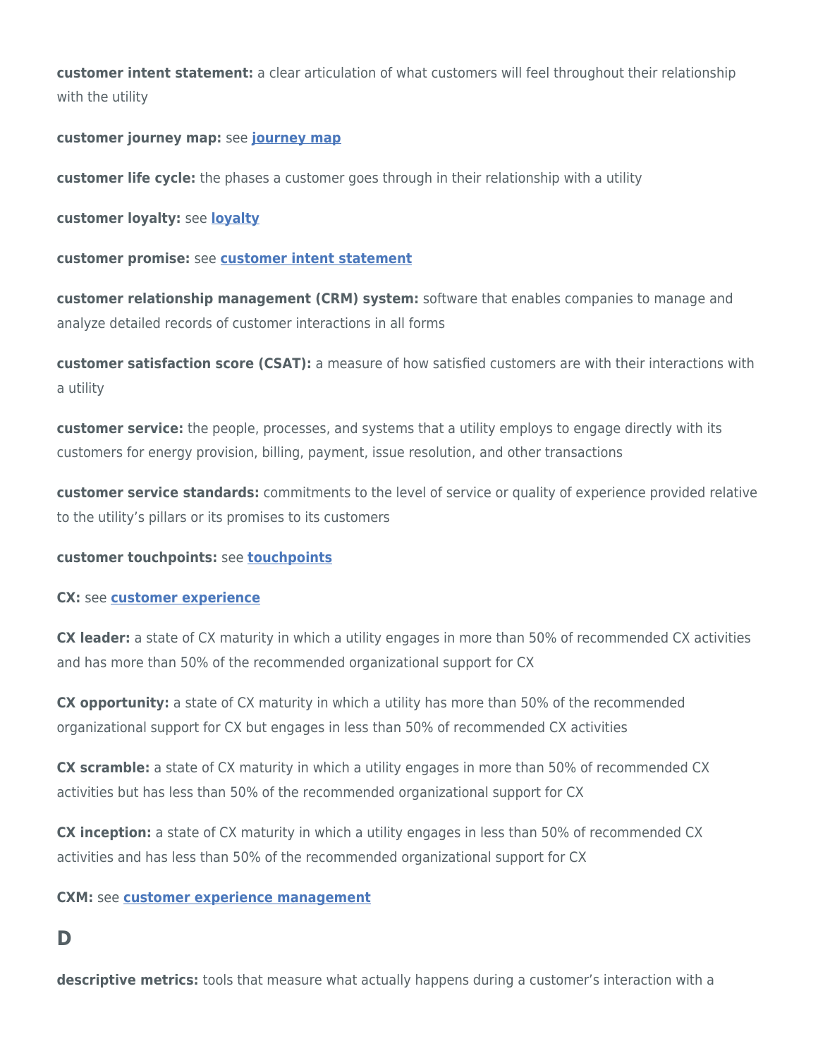**customer intent statement:** a clear articulation of what customers will feel throughout their relationship with the utility

**customer journey map:** see **journey map**

**customer life cycle:** the phases a customer goes through in their relationship with a utility

**customer loyalty:** see **loyalty**

**customer promise:** see **customer intent statement**

**customer relationship management (CRM) system:** software that enables companies to manage and analyze detailed records of customer interactions in all forms

**customer satisfaction score (CSAT):** a measure of how satisfied customers are with their interactions with a utility

**customer service:** the people, processes, and systems that a utility employs to engage directly with its customers for energy provision, billing, payment, issue resolution, and other transactions

**customer service standards:** commitments to the level of service or quality of experience provided relative to the utility's pillars or its promises to its customers

**customer touchpoints:** see **touchpoints**

**CX:** see **customer experience**

**CX leader:** a state of CX maturity in which a utility engages in more than 50% of recommended CX activities and has more than 50% of the recommended organizational support for CX

**CX opportunity:** a state of CX maturity in which a utility has more than 50% of the recommended organizational support for CX but engages in less than 50% of recommended CX activities

**CX scramble:** a state of CX maturity in which a utility engages in more than 50% of recommended CX activities but has less than 50% of the recommended organizational support for CX

**CX inception:** a state of CX maturity in which a utility engages in less than 50% of recommended CX activities and has less than 50% of the recommended organizational support for CX

**CXM:** see **customer experience management**

## D

**descriptive metrics:** tools that measure what actually happens during a customer's interaction with a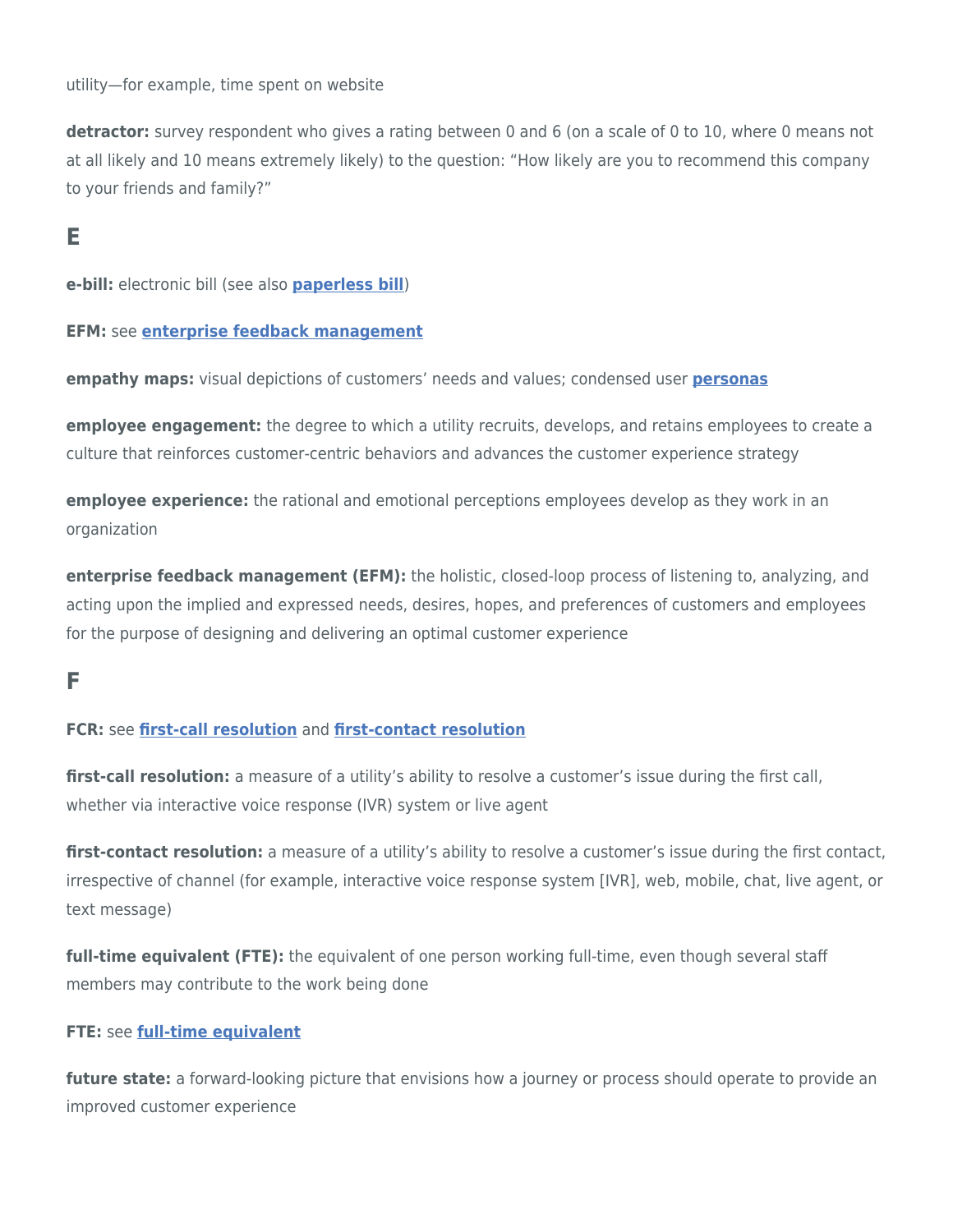utility—for example, time spent on website

**detractor:** survey respondent who gives a rating between 0 and 6 (on a scale of 0 to 10, where 0 means not at all likely and 10 means extremely likely) to the question: "How likely are you to recommend this company to your friends and family?"

## E

**e-bill:** electronic bill (see also **paperless bill**)

**EFM:** see **enterprise feedback management**

**empathy maps:** visual depictions of customers' needs and values; condensed user **personas**

**employee engagement:** the degree to which a utility recruits, develops, and retains employees to create a culture that reinforces customer-centric behaviors and advances the customer experience strategy

**employee experience:** the rational and emotional perceptions employees develop as they work in an organization

**enterprise feedback management (EFM):** the holistic, closed-loop process of listening to, analyzing, and acting upon the implied and expressed needs, desires, hopes, and preferences of customers and employees for the purpose of designing and delivering an optimal customer experience

## F

**FCR:** see **first-call resolution** and **first-contact resolution**

**first-call resolution:** a measure of a utility's ability to resolve a customer's issue during the first call, whether via interactive voice response (IVR) system or live agent

**first-contact resolution:** a measure of a utility's ability to resolve a customer's issue during the first contact, irrespective of channel (for example, interactive voice response system [IVR], web, mobile, chat, live agent, or text message)

**full-time equivalent (FTE):** the equivalent of one person working full-time, even though several staff members may contribute to the work being done

**FTE:** see **full-time equivalent**

**future state:** a forward-looking picture that envisions how a journey or process should operate to provide an improved customer experience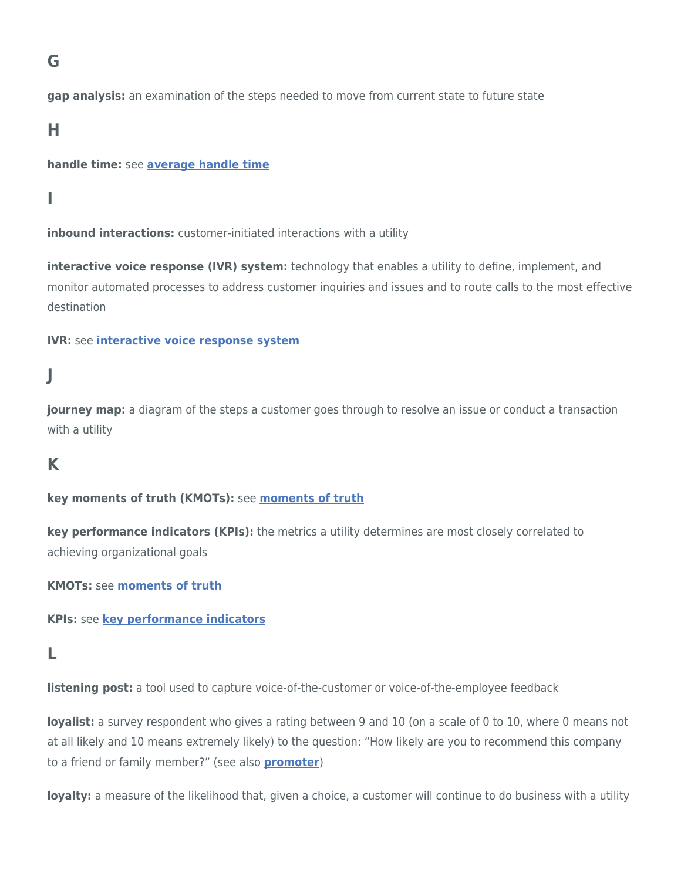## G

**gap analysis:** an examination of the steps needed to move from current state to future state

## H

**handle time:** see **average handle time**

## I

**inbound interactions:** customer-initiated interactions with a utility

**interactive voice response (IVR) system:** technology that enables a utility to define, implement, and monitor automated processes to address customer inquiries and issues and to route calls to the most effective destination

**IVR:** see **interactive voice response system**

## J

**journey map:** a diagram of the steps a customer goes through to resolve an issue or conduct a transaction with a utility

## K

**key moments of truth (KMOTs):** see **moments of truth**

**key performance indicators (KPIs):** the metrics a utility determines are most closely correlated to achieving organizational goals

**KMOTs:** see **moments of truth**

**KPIs:** see **key performance indicators**

## L

**listening post:** a tool used to capture voice-of-the-customer or voice-of-the-employee feedback

**loyalist:** a survey respondent who gives a rating between 9 and 10 (on a scale of 0 to 10, where 0 means not at all likely and 10 means extremely likely) to the question: "How likely are you to recommend this company to a friend or family member?" (see also **promoter**)

**loyalty:** a measure of the likelihood that, given a choice, a customer will continue to do business with a utility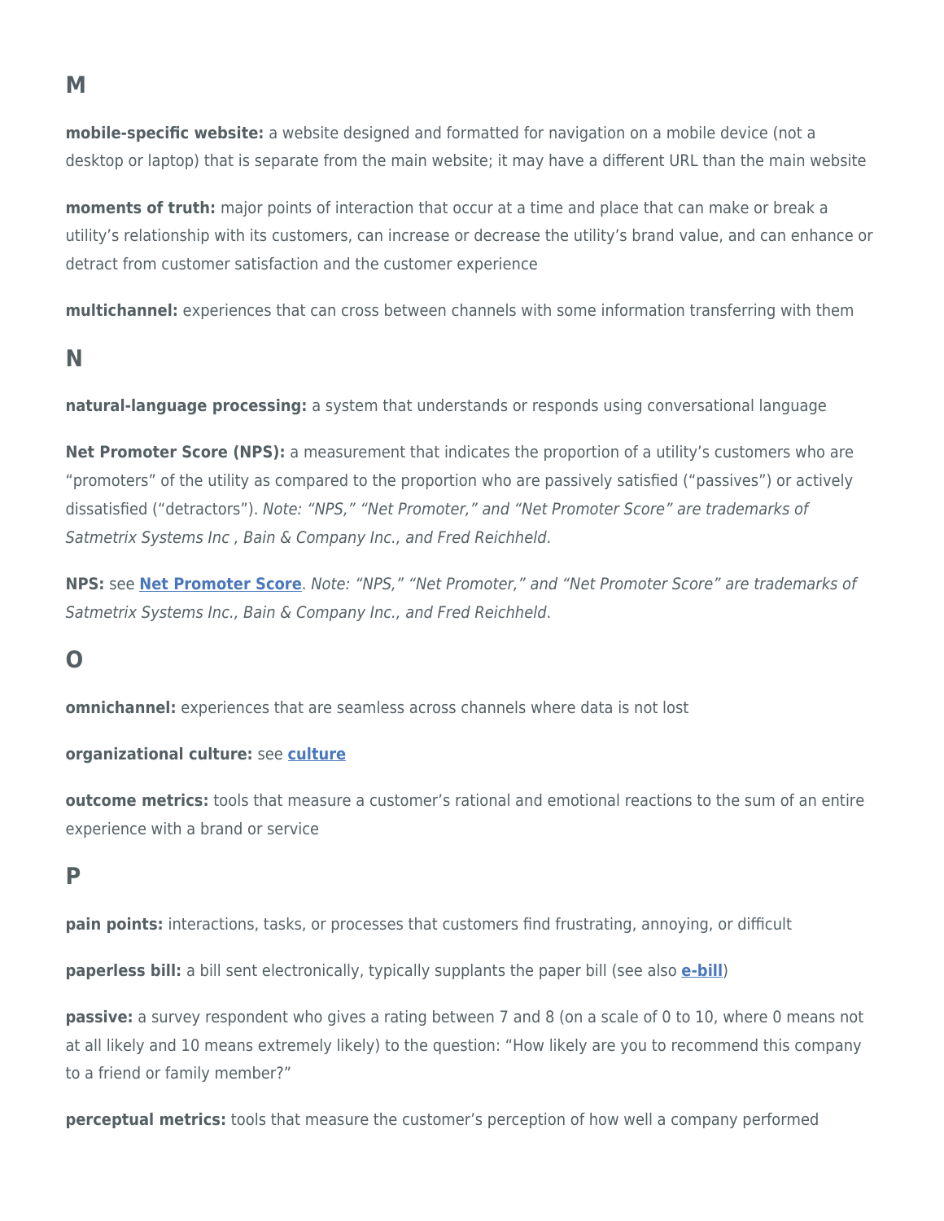## M

**mobile-specific website:** a website designed and formatted for navigation on a mobile device (not a desktop or laptop) that is separate from the main website; it may have a different URL than the main website

**moments of truth:** major points of interaction that occur at a time and place that can make or break a utility's relationship with its customers, can increase or decrease the utility's brand value, and can enhance or detract from customer satisfaction and the customer experience

**multichannel:** experiences that can cross between channels with some information transferring with them

## N

**natural-language processing:** a system that understands or responds using conversational language

**Net Promoter Score (NPS):** a measurement that indicates the proportion of a utility's customers who are "promoters" of the utility as compared to the proportion who are passively satisfied ("passives") or actively dissatisfied ("detractors"). *Note: "NPS," "Net Promoter," and "Net Promoter Score" are trademarks of Satmetrix Systems Inc , Bain & Company Inc., and Fred Reichheld.*

**NPS:** see **Net Promoter Score**. *Note: "NPS," "Net Promoter," and "Net Promoter Score" are trademarks of Satmetrix Systems Inc., Bain & Company Inc., and Fred Reichheld.*

## O

**omnichannel:** experiences that are seamless across channels where data is not lost

**organizational culture:** see **culture**

**outcome metrics:** tools that measure a customer's rational and emotional reactions to the sum of an entire experience with a brand or service

## P

**pain points:** interactions, tasks, or processes that customers find frustrating, annoying, or difficult

**paperless bill:** a bill sent electronically, typically supplants the paper bill (see also **e-bill**)

**passive:** a survey respondent who gives a rating between 7 and 8 (on a scale of 0 to 10, where 0 means not at all likely and 10 means extremely likely) to the question: "How likely are you to recommend this company to a friend or family member?"

**perceptual metrics:** tools that measure the customer's perception of how well a company performed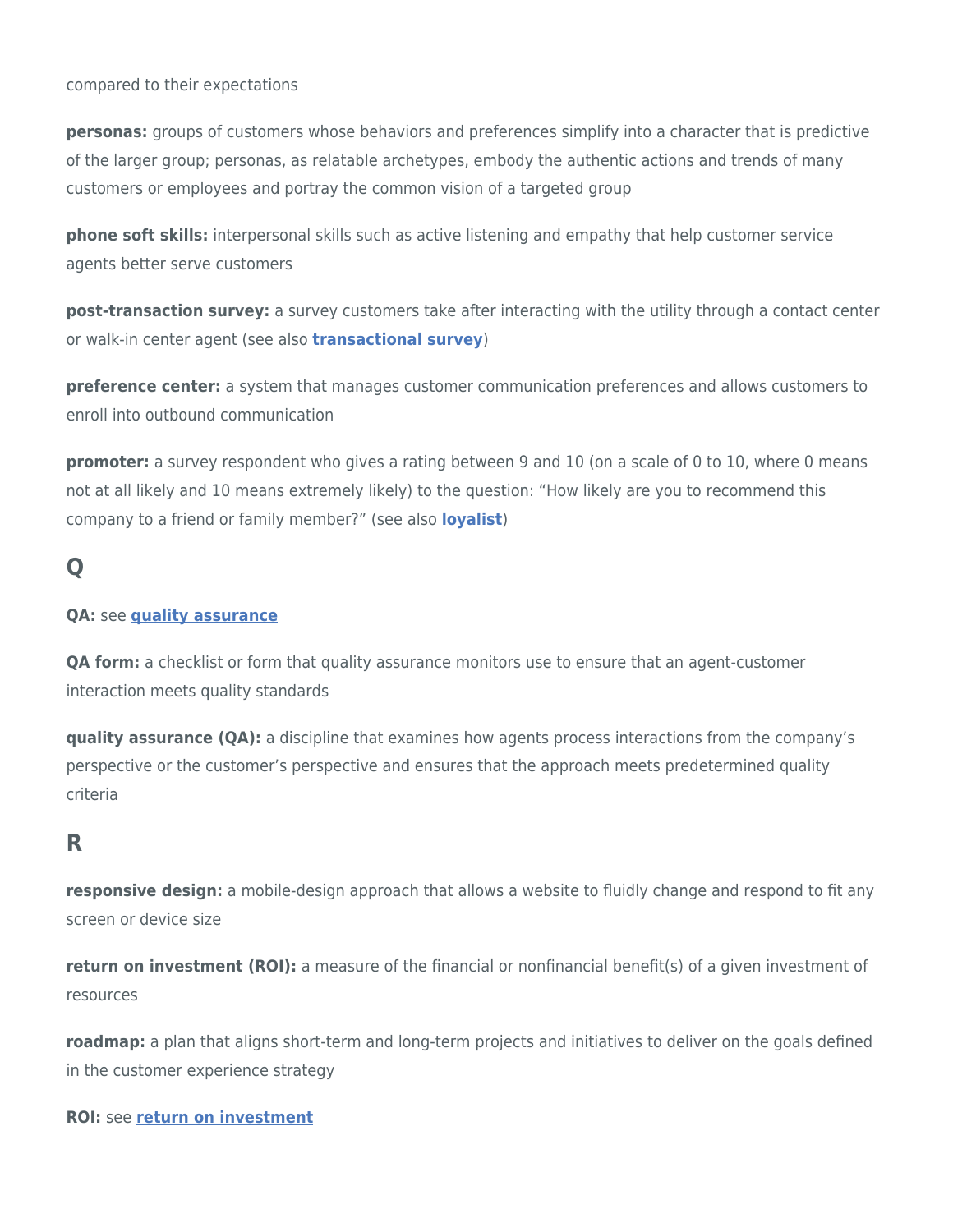compared to their expectations

**personas:** groups of customers whose behaviors and preferences simplify into a character that is predictive of the larger group; personas, as relatable archetypes, embody the authentic actions and trends of many customers or employees and portray the common vision of a targeted group

**phone soft skills:** interpersonal skills such as active listening and empathy that help customer service agents better serve customers

**post-transaction survey:** a survey customers take after interacting with the utility through a contact center or walk-in center agent (see also **transactional survey**)

**preference center:** a system that manages customer communication preferences and allows customers to enroll into outbound communication

**promoter:** a survey respondent who gives a rating between 9 and 10 (on a scale of 0 to 10, where 0 means not at all likely and 10 means extremely likely) to the question: "How likely are you to recommend this company to a friend or family member?" (see also **loyalist**)

## Q

**QA:** see **quality assurance**

**QA form:** a checklist or form that quality assurance monitors use to ensure that an agent-customer interaction meets quality standards

**quality assurance (QA):** a discipline that examines how agents process interactions from the company's perspective or the customer's perspective and ensures that the approach meets predetermined quality criteria

## R

**responsive design:** a mobile-design approach that allows a website to fluidly change and respond to fit any screen or device size

**return on investment (ROI):** a measure of the financial or nonfinancial benefit(s) of a given investment of resources

**roadmap:** a plan that aligns short-term and long-term projects and initiatives to deliver on the goals defined in the customer experience strategy

**ROI:** see **return on investment**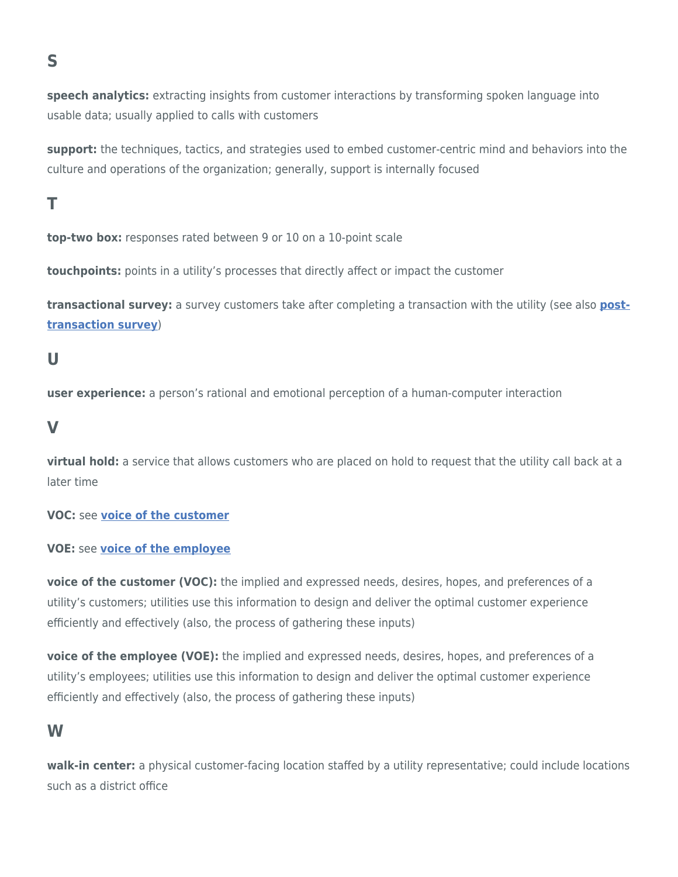## S

**speech analytics:** extracting insights from customer interactions by transforming spoken language into usable data; usually applied to calls with customers

**support:** the techniques, tactics, and strategies used to embed customer-centric mind and behaviors into the culture and operations of the organization; generally, support is internally focused

## T

**top-two box:** responses rated between 9 or 10 on a 10-point scale

**touchpoints:** points in a utility's processes that directly affect or impact the customer

**transactional survey:** a survey customers take after completing a transaction with the utility (see also **post-transaction survey**)

## U

**user experience:** a person's rational and emotional perception of a human-computer interaction

## V

**virtual hold:** a service that allows customers who are placed on hold to request that the utility call back at a later time

**VOC:** see **voice of the customer**

**VOE:** see **voice of the employee**

**voice of the customer (VOC):** the implied and expressed needs, desires, hopes, and preferences of a utility's customers; utilities use this information to design and deliver the optimal customer experience efficiently and effectively (also, the process of gathering these inputs)

**voice of the employee (VOE):** the implied and expressed needs, desires, hopes, and preferences of a utility's employees; utilities use this information to design and deliver the optimal customer experience efficiently and effectively (also, the process of gathering these inputs)

## W

**walk-in center:** a physical customer-facing location staffed by a utility representative; could include locations such as a district office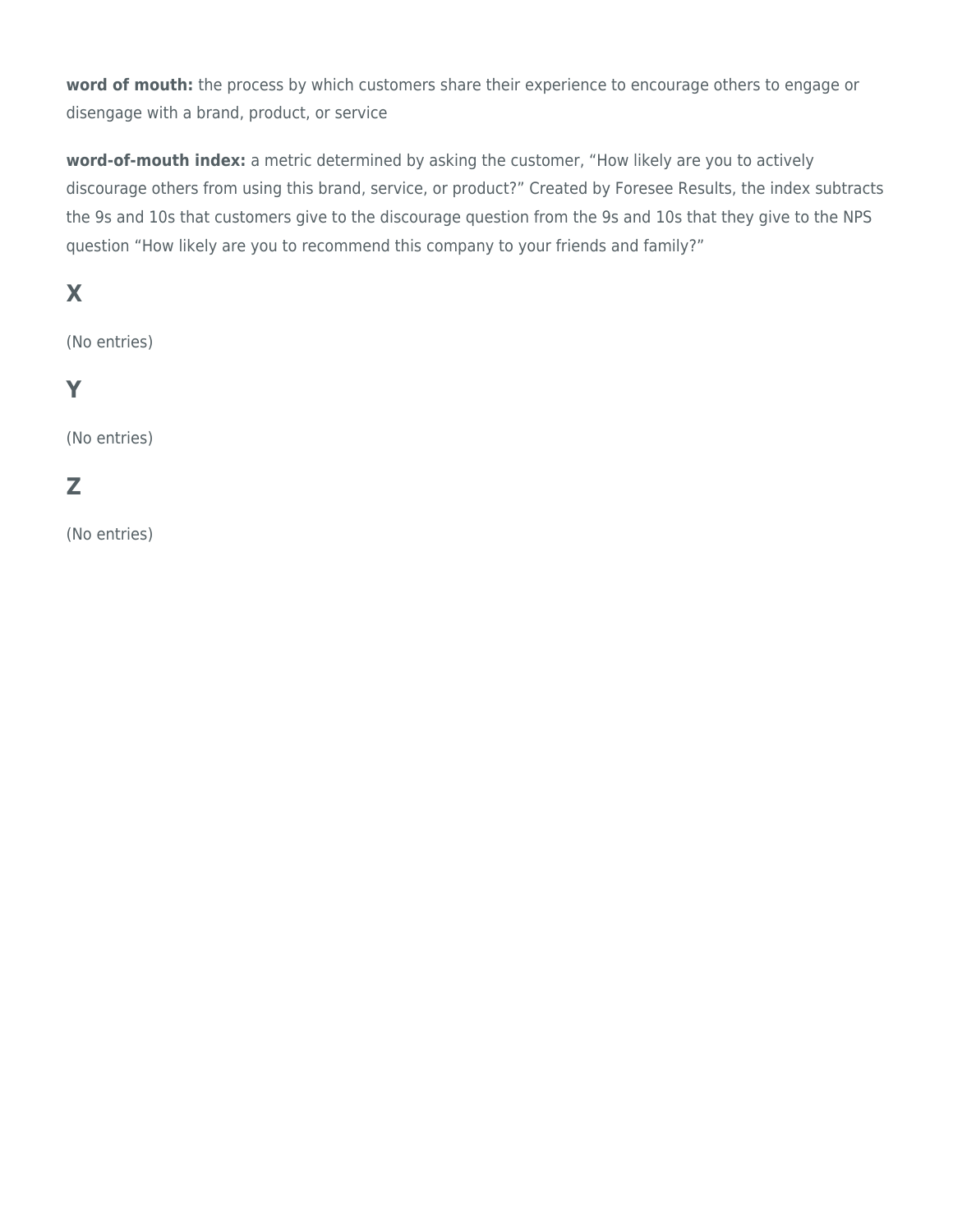**word of mouth:** the process by which customers share their experience to encourage others to engage or disengage with a brand, product, or service

**word-of-mouth index:** a metric determined by asking the customer, "How likely are you to actively discourage others from using this brand, service, or product?" Created by Foresee Results, the index subtracts the 9s and 10s that customers give to the discourage question from the 9s and 10s that they give to the NPS question "How likely are you to recommend this company to your friends and family?"

## X

(No entries)

## Y

(No entries)

## Z

(No entries)